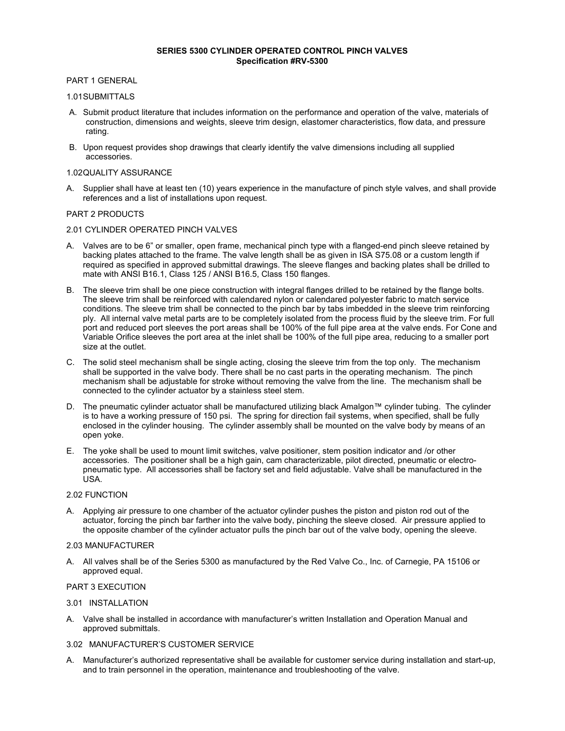# SERIES 5300 CYLINDER OPERATED CONTROL PINCH VALVES
## Specification #RV-5300

PART 1 GENERAL

1.01 SUBMITTALS

A. Submit product literature that includes information on the performance and operation of the valve, materials of construction, dimensions and weights, sleeve trim design, elastomer characteristics, flow data, and pressure rating.

B. Upon request provides shop drawings that clearly identify the valve dimensions including all supplied accessories.

1.02 QUALITY ASSURANCE

A. Supplier shall have at least ten (10) years experience in the manufacture of pinch style valves, and shall provide references and a list of installations upon request.

PART 2 PRODUCTS

2.01 CYLINDER OPERATED PINCH VALVES

A. Valves are to be 6" or smaller, open frame, mechanical pinch type with a flanged-end pinch sleeve retained by backing plates attached to the frame. The valve length shall be as given in ISA S75.08 or a custom length if required as specified in approved submittal drawings. The sleeve flanges and backing plates shall be drilled to mate with ANSI B16.1, Class 125 / ANSI B16.5, Class 150 flanges.

B. The sleeve trim shall be one piece construction with integral flanges drilled to be retained by the flange bolts. The sleeve trim shall be reinforced with calendared nylon or calendared polyester fabric to match service conditions. The sleeve trim shall be connected to the pinch bar by tabs imbedded in the sleeve trim reinforcing ply. All internal valve metal parts are to be completely isolated from the process fluid by the sleeve trim. For full port and reduced port sleeves the port areas shall be 100% of the full pipe area at the valve ends. For Cone and Variable Orifice sleeves the port area at the inlet shall be 100% of the full pipe area, reducing to a smaller port size at the outlet.

C. The solid steel mechanism shall be single acting, closing the sleeve trim from the top only. The mechanism shall be supported in the valve body. There shall be no cast parts in the operating mechanism. The pinch mechanism shall be adjustable for stroke without removing the valve from the line. The mechanism shall be connected to the cylinder actuator by a stainless steel stem.

D. The pneumatic cylinder actuator shall be manufactured utilizing black Amalgon™ cylinder tubing. The cylinder is to have a working pressure of 150 psi. The spring for direction fail systems, when specified, shall be fully enclosed in the cylinder housing. The cylinder assembly shall be mounted on the valve body by means of an open yoke.

E. The yoke shall be used to mount limit switches, valve positioner, stem position indicator and /or other accessories. The positioner shall be a high gain, cam characterizable, pilot directed, pneumatic or electro-pneumatic type. All accessories shall be factory set and field adjustable. Valve shall be manufactured in the USA.

2.02 FUNCTION

A. Applying air pressure to one chamber of the actuator cylinder pushes the piston and piston rod out of the actuator, forcing the pinch bar farther into the valve body, pinching the sleeve closed. Air pressure applied to the opposite chamber of the cylinder actuator pulls the pinch bar out of the valve body, opening the sleeve.

2.03 MANUFACTURER

A. All valves shall be of the Series 5300 as manufactured by the Red Valve Co., Inc. of Carnegie, PA 15106 or approved equal.

PART 3 EXECUTION

3.01 INSTALLATION

A. Valve shall be installed in accordance with manufacturer's written Installation and Operation Manual and approved submittals.

3.02 MANUFACTURER'S CUSTOMER SERVICE

A. Manufacturer's authorized representative shall be available for customer service during installation and start-up, and to train personnel in the operation, maintenance and troubleshooting of the valve.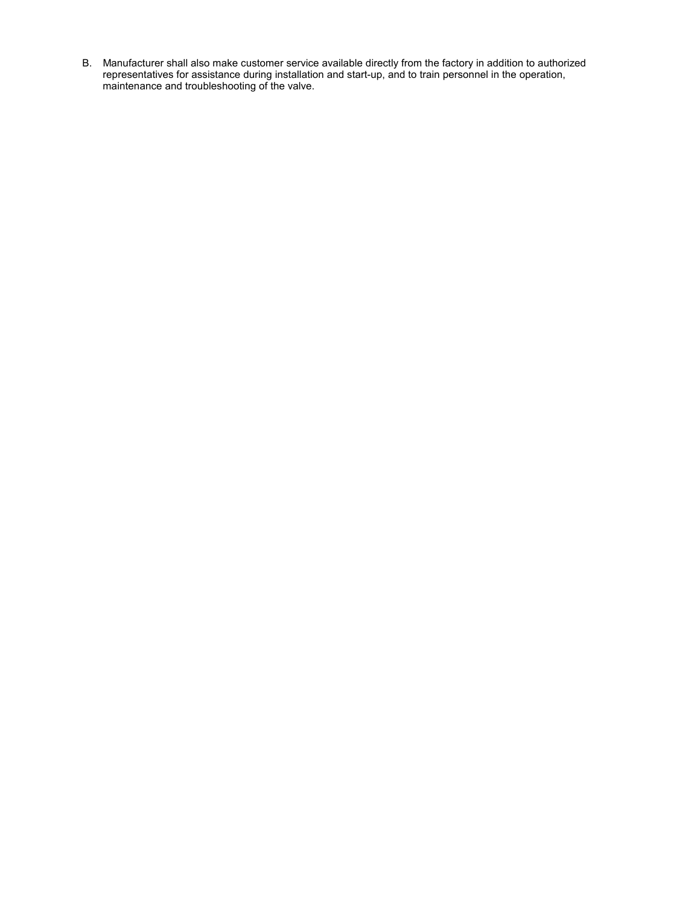B. Manufacturer shall also make customer service available directly from the factory in addition to authorized representatives for assistance during installation and start-up, and to train personnel in the operation, maintenance and troubleshooting of the valve.